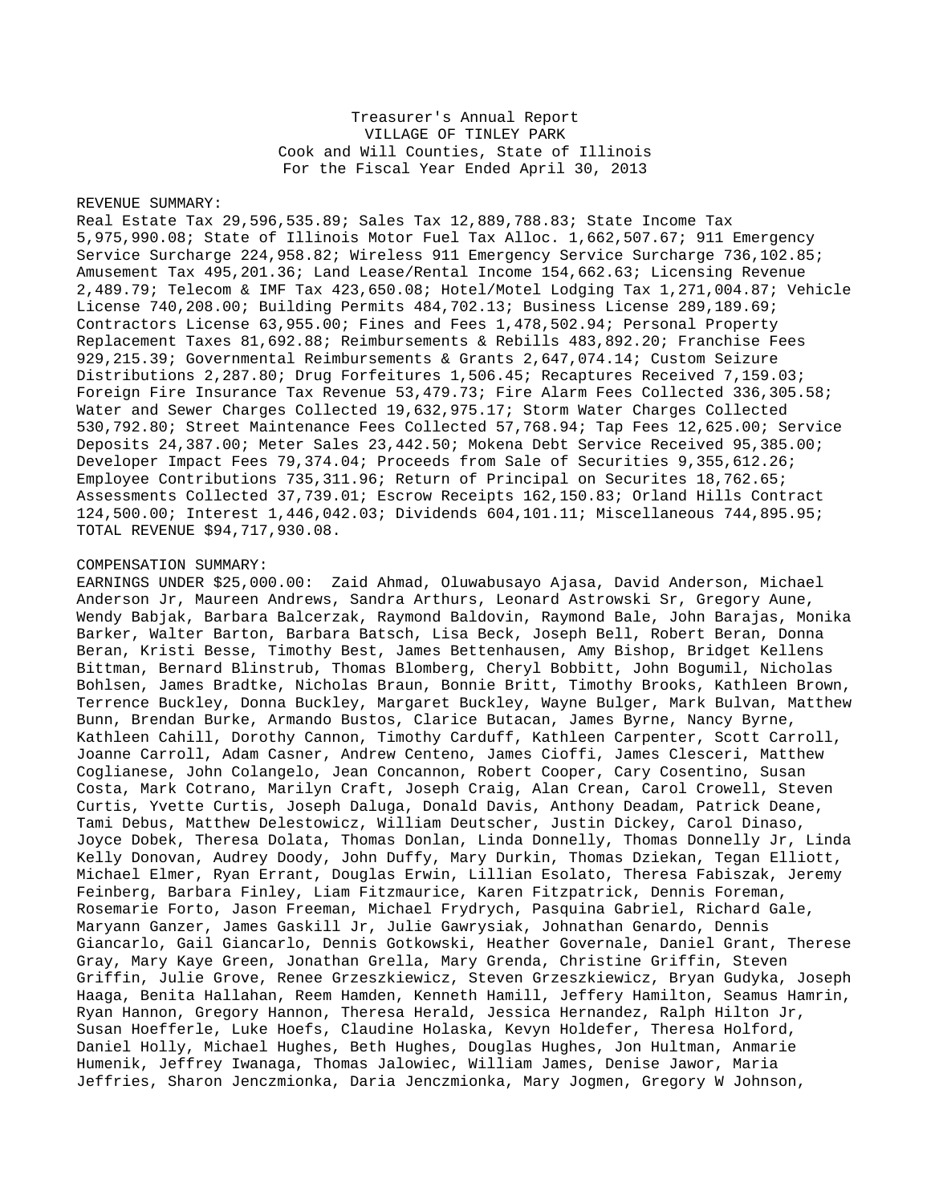Treasurer's Annual Report
VILLAGE OF TINLEY PARK
Cook and Will Counties, State of Illinois
For the Fiscal Year Ended April 30, 2013

REVENUE SUMMARY:
Real Estate Tax 29,596,535.89; Sales Tax 12,889,788.83; State Income Tax 5,975,990.08; State of Illinois Motor Fuel Tax Alloc. 1,662,507.67; 911 Emergency Service Surcharge 224,958.82; Wireless 911 Emergency Service Surcharge 736,102.85; Amusement Tax 495,201.36; Land Lease/Rental Income 154,662.63; Licensing Revenue 2,489.79; Telecom & IMF Tax 423,650.08; Hotel/Motel Lodging Tax 1,271,004.87; Vehicle License 740,208.00; Building Permits 484,702.13; Business License 289,189.69; Contractors License 63,955.00; Fines and Fees 1,478,502.94; Personal Property Replacement Taxes 81,692.88; Reimbursements & Rebills 483,892.20; Franchise Fees 929,215.39; Governmental Reimbursements & Grants 2,647,074.14; Custom Seizure Distributions 2,287.80; Drug Forfeitures 1,506.45; Recaptures Received 7,159.03; Foreign Fire Insurance Tax Revenue 53,479.73; Fire Alarm Fees Collected 336,305.58; Water and Sewer Charges Collected 19,632,975.17; Storm Water Charges Collected 530,792.80; Street Maintenance Fees Collected 57,768.94; Tap Fees 12,625.00; Service Deposits 24,387.00; Meter Sales 23,442.50; Mokena Debt Service Received 95,385.00; Developer Impact Fees 79,374.04; Proceeds from Sale of Securities 9,355,612.26; Employee Contributions 735,311.96; Return of Principal on Securites 18,762.65; Assessments Collected 37,739.01; Escrow Receipts 162,150.83; Orland Hills Contract 124,500.00; Interest 1,446,042.03; Dividends 604,101.11; Miscellaneous 744,895.95; TOTAL REVENUE $94,717,930.08.

COMPENSATION SUMMARY:
EARNINGS UNDER $25,000.00: Zaid Ahmad, Oluwabusayo Ajasa, David Anderson, Michael Anderson Jr, Maureen Andrews, Sandra Arthurs, Leonard Astrowski Sr, Gregory Aune, Wendy Babjak, Barbara Balcerzak, Raymond Baldovin, Raymond Bale, John Barajas, Monika Barker, Walter Barton, Barbara Batsch, Lisa Beck, Joseph Bell, Robert Beran, Donna Beran, Kristi Besse, Timothy Best, James Bettenhausen, Amy Bishop, Bridget Kellens Bittman, Bernard Blinstrub, Thomas Blomberg, Cheryl Bobbitt, John Bogumil, Nicholas Bohlsen, James Bradtke, Nicholas Braun, Bonnie Britt, Timothy Brooks, Kathleen Brown, Terrence Buckley, Donna Buckley, Margaret Buckley, Wayne Bulger, Mark Bulvan, Matthew Bunn, Brendan Burke, Armando Bustos, Clarice Butacan, James Byrne, Nancy Byrne, Kathleen Cahill, Dorothy Cannon, Timothy Carduff, Kathleen Carpenter, Scott Carroll, Joanne Carroll, Adam Casner, Andrew Centeno, James Cioffi, James Clesceri, Matthew Coglianese, John Colangelo, Jean Concannon, Robert Cooper, Cary Cosentino, Susan Costa, Mark Cotrano, Marilyn Craft, Joseph Craig, Alan Crean, Carol Crowell, Steven Curtis, Yvette Curtis, Joseph Daluga, Donald Davis, Anthony Deadam, Patrick Deane, Tami Debus, Matthew Delestowicz, William Deutscher, Justin Dickey, Carol Dinaso, Joyce Dobek, Theresa Dolata, Thomas Donlan, Linda Donnelly, Thomas Donnelly Jr, Linda Kelly Donovan, Audrey Doody, John Duffy, Mary Durkin, Thomas Dziekan, Tegan Elliott, Michael Elmer, Ryan Errant, Douglas Erwin, Lillian Esolato, Theresa Fabiszak, Jeremy Feinberg, Barbara Finley, Liam Fitzmaurice, Karen Fitzpatrick, Dennis Foreman, Rosemarie Forto, Jason Freeman, Michael Frydrych, Pasquina Gabriel, Richard Gale, Maryann Ganzer, James Gaskill Jr, Julie Gawrysiak, Johnathan Genardo, Dennis Giancarlo, Gail Giancarlo, Dennis Gotkowski, Heather Governale, Daniel Grant, Therese Gray, Mary Kaye Green, Jonathan Grella, Mary Grenda, Christine Griffin, Steven Griffin, Julie Grove, Renee Grzeszkiewicz, Steven Grzeszkiewicz, Bryan Gudyka, Joseph Haaga, Benita Hallahan, Reem Hamden, Kenneth Hamill, Jeffery Hamilton, Seamus Hamrin, Ryan Hannon, Gregory Hannon, Theresa Herald, Jessica Hernandez, Ralph Hilton Jr, Susan Hoefferle, Luke Hoefs, Claudine Holaska, Kevyn Holdefer, Theresa Holford, Daniel Holly, Michael Hughes, Beth Hughes, Douglas Hughes, Jon Hultman, Anmarie Humenik, Jeffrey Iwanaga, Thomas Jalowiec, William James, Denise Jawor, Maria Jeffries, Sharon Jenczmionka, Daria Jenczmionka, Mary Jogmen, Gregory W Johnson,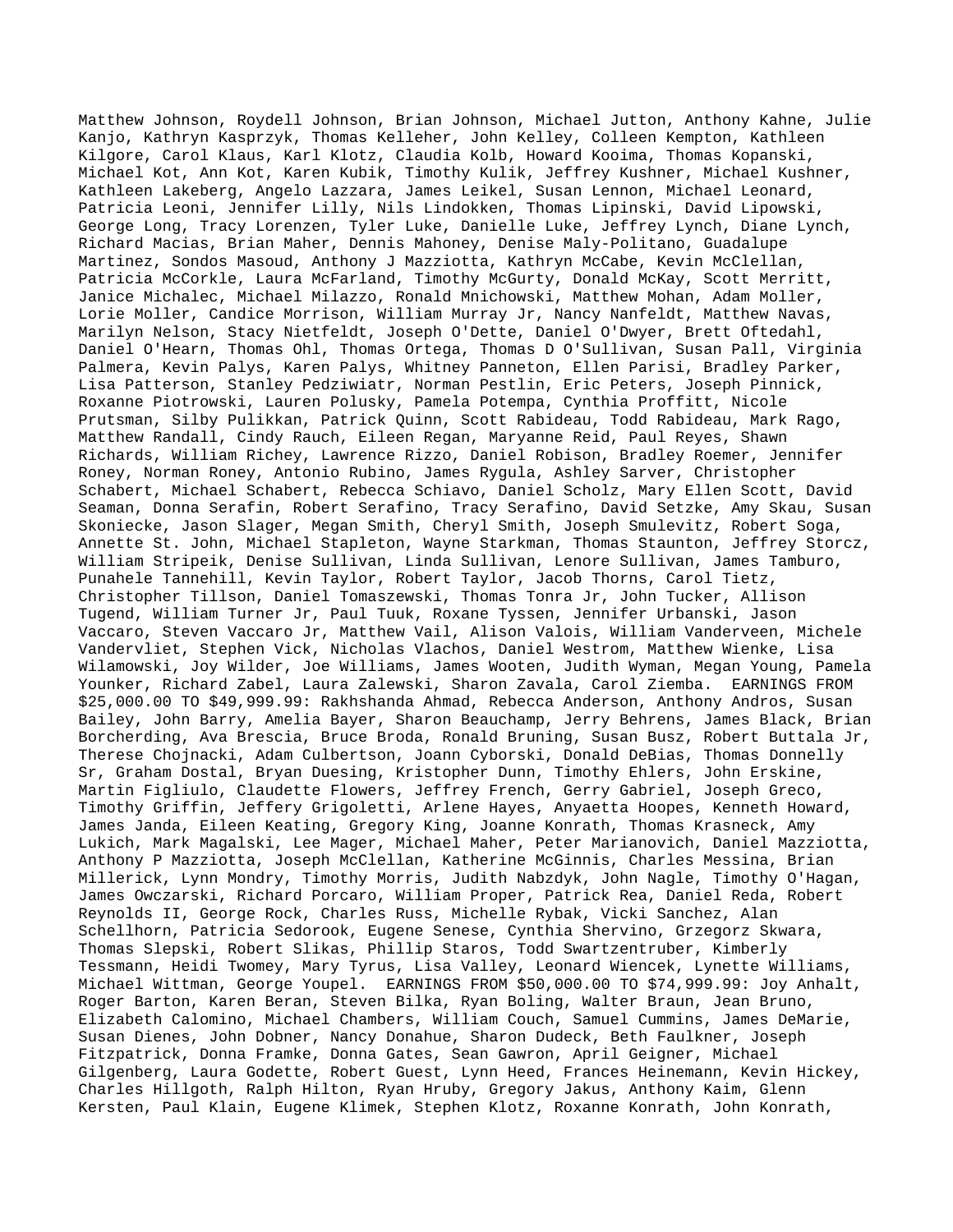Matthew Johnson, Roydell Johnson, Brian Johnson, Michael Jutton, Anthony Kahne, Julie Kanjo, Kathryn Kasprzyk, Thomas Kelleher, John Kelley, Colleen Kempton, Kathleen Kilgore, Carol Klaus, Karl Klotz, Claudia Kolb, Howard Kooima, Thomas Kopanski, Michael Kot, Ann Kot, Karen Kubik, Timothy Kulik, Jeffrey Kushner, Michael Kushner, Kathleen Lakeberg, Angelo Lazzara, James Leikel, Susan Lennon, Michael Leonard, Patricia Leoni, Jennifer Lilly, Nils Lindokken, Thomas Lipinski, David Lipowski, George Long, Tracy Lorenzen, Tyler Luke, Danielle Luke, Jeffrey Lynch, Diane Lynch, Richard Macias, Brian Maher, Dennis Mahoney, Denise Maly-Politano, Guadalupe Martinez, Sondos Masoud, Anthony J Mazziotta, Kathryn McCabe, Kevin McClellan, Patricia McCorkle, Laura McFarland, Timothy McGurty, Donald McKay, Scott Merritt, Janice Michalec, Michael Milazzo, Ronald Mnichowski, Matthew Mohan, Adam Moller, Lorie Moller, Candice Morrison, William Murray Jr, Nancy Nanfeldt, Matthew Navas, Marilyn Nelson, Stacy Nietfeldt, Joseph O'Dette, Daniel O'Dwyer, Brett Oftedahl, Daniel O'Hearn, Thomas Ohl, Thomas Ortega, Thomas D O'Sullivan, Susan Pall, Virginia Palmera, Kevin Palys, Karen Palys, Whitney Panneton, Ellen Parisi, Bradley Parker, Lisa Patterson, Stanley Pedziwiatr, Norman Pestlin, Eric Peters, Joseph Pinnick, Roxanne Piotrowski, Lauren Polusky, Pamela Potempa, Cynthia Proffitt, Nicole Prutsman, Silby Pulikkan, Patrick Quinn, Scott Rabideau, Todd Rabideau, Mark Rago, Matthew Randall, Cindy Rauch, Eileen Regan, Maryanne Reid, Paul Reyes, Shawn Richards, William Richey, Lawrence Rizzo, Daniel Robison, Bradley Roemer, Jennifer Roney, Norman Roney, Antonio Rubino, James Rygula, Ashley Sarver, Christopher Schabert, Michael Schabert, Rebecca Schiavo, Daniel Scholz, Mary Ellen Scott, David Seaman, Donna Serafin, Robert Serafino, Tracy Serafino, David Setzke, Amy Skau, Susan Skoniecke, Jason Slager, Megan Smith, Cheryl Smith, Joseph Smulevitz, Robert Soga, Annette St. John, Michael Stapleton, Wayne Starkman, Thomas Staunton, Jeffrey Storcz, William Stripeik, Denise Sullivan, Linda Sullivan, Lenore Sullivan, James Tamburo, Punahele Tannehill, Kevin Taylor, Robert Taylor, Jacob Thorns, Carol Tietz, Christopher Tillson, Daniel Tomaszewski, Thomas Tonra Jr, John Tucker, Allison Tugend, William Turner Jr, Paul Tuuk, Roxane Tyssen, Jennifer Urbanski, Jason Vaccaro, Steven Vaccaro Jr, Matthew Vail, Alison Valois, William Vanderveen, Michele Vandervliet, Stephen Vick, Nicholas Vlachos, Daniel Westrom, Matthew Wienke, Lisa Wilamowski, Joy Wilder, Joe Williams, James Wooten, Judith Wyman, Megan Young, Pamela Younker, Richard Zabel, Laura Zalewski, Sharon Zavala, Carol Ziemba. EARNINGS FROM $25,000.00 TO $49,999.99: Rakhshanda Ahmad, Rebecca Anderson, Anthony Andros, Susan Bailey, John Barry, Amelia Bayer, Sharon Beauchamp, Jerry Behrens, James Black, Brian Borcherding, Ava Brescia, Bruce Broda, Ronald Bruning, Susan Busz, Robert Buttala Jr, Therese Chojnacki, Adam Culbertson, Joann Cyborski, Donald DeBias, Thomas Donnelly Sr, Graham Dostal, Bryan Duesing, Kristopher Dunn, Timothy Ehlers, John Erskine, Martin Figliulo, Claudette Flowers, Jeffrey French, Gerry Gabriel, Joseph Greco, Timothy Griffin, Jeffery Grigoletti, Arlene Hayes, Anyaetta Hoopes, Kenneth Howard, James Janda, Eileen Keating, Gregory King, Joanne Konrath, Thomas Krasneck, Amy Lukich, Mark Magalski, Lee Mager, Michael Maher, Peter Marianovich, Daniel Mazziotta, Anthony P Mazziotta, Joseph McClellan, Katherine McGinnis, Charles Messina, Brian Millerick, Lynn Mondry, Timothy Morris, Judith Nabzdyk, John Nagle, Timothy O'Hagan, James Owczarski, Richard Porcaro, William Proper, Patrick Rea, Daniel Reda, Robert Reynolds II, George Rock, Charles Russ, Michelle Rybak, Vicki Sanchez, Alan Schellhorn, Patricia Sedorook, Eugene Senese, Cynthia Shervino, Grzegorz Skwara, Thomas Slepski, Robert Slikas, Phillip Staros, Todd Swartzentruber, Kimberly Tessmann, Heidi Twomey, Mary Tyrus, Lisa Valley, Leonard Wiencek, Lynette Williams, Michael Wittman, George Youpel. EARNINGS FROM $50,000.00 TO $74,999.99: Joy Anhalt, Roger Barton, Karen Beran, Steven Bilka, Ryan Boling, Walter Braun, Jean Bruno, Elizabeth Calomino, Michael Chambers, William Couch, Samuel Cummins, James DeMarie, Susan Dienes, John Dobner, Nancy Donahue, Sharon Dudeck, Beth Faulkner, Joseph Fitzpatrick, Donna Framke, Donna Gates, Sean Gawron, April Geigner, Michael Gilgenberg, Laura Godette, Robert Guest, Lynn Heed, Frances Heinemann, Kevin Hickey, Charles Hillgoth, Ralph Hilton, Ryan Hruby, Gregory Jakus, Anthony Kaim, Glenn Kersten, Paul Klain, Eugene Klimek, Stephen Klotz, Roxanne Konrath, John Konrath,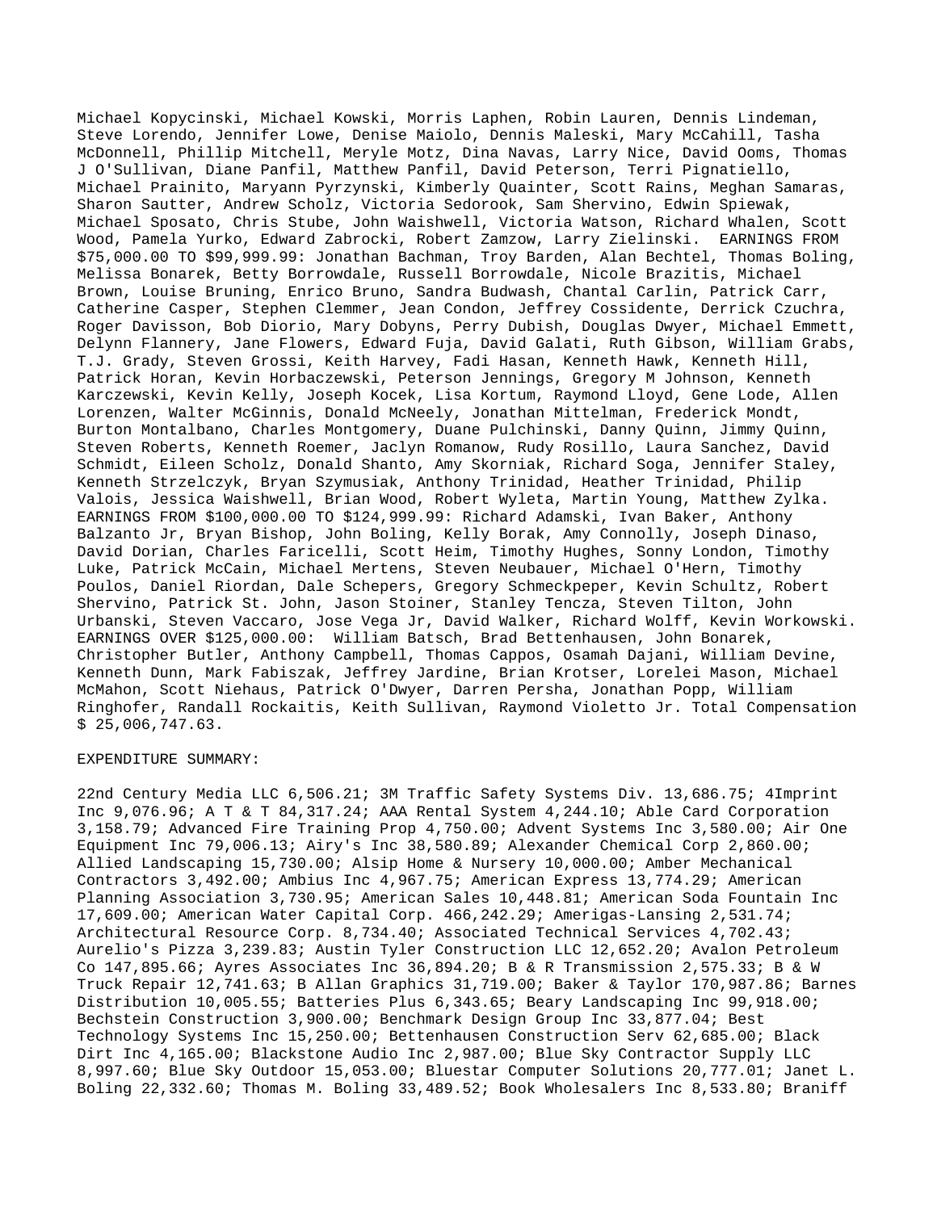Michael Kopycinski, Michael Kowski, Morris Laphen, Robin Lauren, Dennis Lindeman, Steve Lorendo, Jennifer Lowe, Denise Maiolo, Dennis Maleski, Mary McCahill, Tasha McDonnell, Phillip Mitchell, Meryle Motz, Dina Navas, Larry Nice, David Ooms, Thomas J O'Sullivan, Diane Panfil, Matthew Panfil, David Peterson, Terri Pignatiello, Michael Prainito, Maryann Pyrzynski, Kimberly Quainter, Scott Rains, Meghan Samaras, Sharon Sautter, Andrew Scholz, Victoria Sedorook, Sam Shervino, Edwin Spiewak, Michael Sposato, Chris Stube, John Waishwell, Victoria Watson, Richard Whalen, Scott Wood, Pamela Yurko, Edward Zabrocki, Robert Zamzow, Larry Zielinski. EARNINGS FROM $75,000.00 TO $99,999.99: Jonathan Bachman, Troy Barden, Alan Bechtel, Thomas Boling, Melissa Bonarek, Betty Borrowdale, Russell Borrowdale, Nicole Brazitis, Michael Brown, Louise Bruning, Enrico Bruno, Sandra Budwash, Chantal Carlin, Patrick Carr, Catherine Casper, Stephen Clemmer, Jean Condon, Jeffrey Cossidente, Derrick Czuchra, Roger Davisson, Bob Diorio, Mary Dobyns, Perry Dubish, Douglas Dwyer, Michael Emmett, Delynn Flannery, Jane Flowers, Edward Fuja, David Galati, Ruth Gibson, William Grabs, T.J. Grady, Steven Grossi, Keith Harvey, Fadi Hasan, Kenneth Hawk, Kenneth Hill, Patrick Horan, Kevin Horbaczewski, Peterson Jennings, Gregory M Johnson, Kenneth Karczewski, Kevin Kelly, Joseph Kocek, Lisa Kortum, Raymond Lloyd, Gene Lode, Allen Lorenzen, Walter McGinnis, Donald McNeely, Jonathan Mittelman, Frederick Mondt, Burton Montalbano, Charles Montgomery, Duane Pulchinski, Danny Quinn, Jimmy Quinn, Steven Roberts, Kenneth Roemer, Jaclyn Romanow, Rudy Rosillo, Laura Sanchez, David Schmidt, Eileen Scholz, Donald Shanto, Amy Skorniak, Richard Soga, Jennifer Staley, Kenneth Strzelczyk, Bryan Szymusiak, Anthony Trinidad, Heather Trinidad, Philip Valois, Jessica Waishwell, Brian Wood, Robert Wyleta, Martin Young, Matthew Zylka. EARNINGS FROM $100,000.00 TO $124,999.99: Richard Adamski, Ivan Baker, Anthony Balzanto Jr, Bryan Bishop, John Boling, Kelly Borak, Amy Connolly, Joseph Dinaso, David Dorian, Charles Faricelli, Scott Heim, Timothy Hughes, Sonny London, Timothy Luke, Patrick McCain, Michael Mertens, Steven Neubauer, Michael O'Hern, Timothy Poulos, Daniel Riordan, Dale Schepers, Gregory Schmeckpeper, Kevin Schultz, Robert Shervino, Patrick St. John, Jason Stoiner, Stanley Tencza, Steven Tilton, John Urbanski, Steven Vaccaro, Jose Vega Jr, David Walker, Richard Wolff, Kevin Workowski. EARNINGS OVER $125,000.00: William Batsch, Brad Bettenhausen, John Bonarek, Christopher Butler, Anthony Campbell, Thomas Cappos, Osamah Dajani, William Devine, Kenneth Dunn, Mark Fabiszak, Jeffrey Jardine, Brian Krotser, Lorelei Mason, Michael McMahon, Scott Niehaus, Patrick O'Dwyer, Darren Persha, Jonathan Popp, William Ringhofer, Randall Rockaitis, Keith Sullivan, Raymond Violetto Jr. Total Compensation $ 25,006,747.63.

EXPENDITURE SUMMARY:

22nd Century Media LLC 6,506.21; 3M Traffic Safety Systems Div. 13,686.75; 4Imprint Inc 9,076.96; A T & T 84,317.24; AAA Rental System 4,244.10; Able Card Corporation 3,158.79; Advanced Fire Training Prop 4,750.00; Advent Systems Inc 3,580.00; Air One Equipment Inc 79,006.13; Airy's Inc 38,580.89; Alexander Chemical Corp 2,860.00; Allied Landscaping 15,730.00; Alsip Home & Nursery 10,000.00; Amber Mechanical Contractors 3,492.00; Ambius Inc 4,967.75; American Express 13,774.29; American Planning Association 3,730.95; American Sales 10,448.81; American Soda Fountain Inc 17,609.00; American Water Capital Corp. 466,242.29; Amerigas-Lansing 2,531.74; Architectural Resource Corp. 8,734.40; Associated Technical Services 4,702.43; Aurelio's Pizza 3,239.83; Austin Tyler Construction LLC 12,652.20; Avalon Petroleum Co 147,895.66; Ayres Associates Inc 36,894.20; B & R Transmission 2,575.33; B & W Truck Repair 12,741.63; B Allan Graphics 31,719.00; Baker & Taylor 170,987.86; Barnes Distribution 10,005.55; Batteries Plus 6,343.65; Beary Landscaping Inc 99,918.00; Bechstein Construction 3,900.00; Benchmark Design Group Inc 33,877.04; Best Technology Systems Inc 15,250.00; Bettenhausen Construction Serv 62,685.00; Black Dirt Inc 4,165.00; Blackstone Audio Inc 2,987.00; Blue Sky Contractor Supply LLC 8,997.60; Blue Sky Outdoor 15,053.00; Bluestar Computer Solutions 20,777.01; Janet L. Boling 22,332.60; Thomas M. Boling 33,489.52; Book Wholesalers Inc 8,533.80; Braniff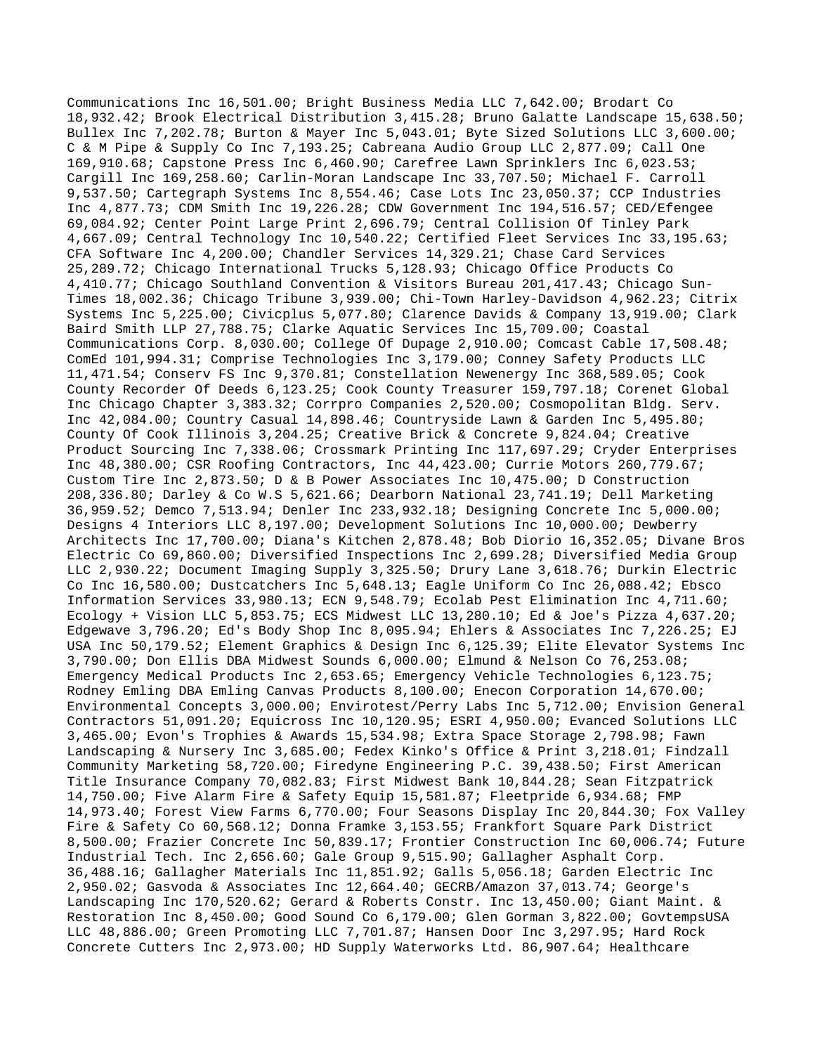Communications Inc 16,501.00; Bright Business Media LLC 7,642.00; Brodart Co 18,932.42; Brook Electrical Distribution 3,415.28; Bruno Galatte Landscape 15,638.50; Bullex Inc 7,202.78; Burton & Mayer Inc 5,043.01; Byte Sized Solutions LLC 3,600.00; C & M Pipe & Supply Co Inc 7,193.25; Cabreana Audio Group LLC 2,877.09; Call One 169,910.68; Capstone Press Inc 6,460.90; Carefree Lawn Sprinklers Inc 6,023.53; Cargill Inc 169,258.60; Carlin-Moran Landscape Inc 33,707.50; Michael F. Carroll 9,537.50; Cartegraph Systems Inc 8,554.46; Case Lots Inc 23,050.37; CCP Industries Inc 4,877.73; CDM Smith Inc 19,226.28; CDW Government Inc 194,516.57; CED/Efengee 69,084.92; Center Point Large Print 2,696.79; Central Collision Of Tinley Park 4,667.09; Central Technology Inc 10,540.22; Certified Fleet Services Inc 33,195.63; CFA Software Inc 4,200.00; Chandler Services 14,329.21; Chase Card Services 25,289.72; Chicago International Trucks 5,128.93; Chicago Office Products Co 4,410.77; Chicago Southland Convention & Visitors Bureau 201,417.43; Chicago Sun-Times 18,002.36; Chicago Tribune 3,939.00; Chi-Town Harley-Davidson 4,962.23; Citrix Systems Inc 5,225.00; Civicplus 5,077.80; Clarence Davids & Company 13,919.00; Clark Baird Smith LLP 27,788.75; Clarke Aquatic Services Inc 15,709.00; Coastal Communications Corp. 8,030.00; College Of Dupage 2,910.00; Comcast Cable 17,508.48; ComEd 101,994.31; Comprise Technologies Inc 3,179.00; Conney Safety Products LLC 11,471.54; Conserv FS Inc 9,370.81; Constellation Newenergy Inc 368,589.05; Cook County Recorder Of Deeds 6,123.25; Cook County Treasurer 159,797.18; Corenet Global Inc Chicago Chapter 3,383.32; Corrpro Companies 2,520.00; Cosmopolitan Bldg. Serv. Inc 42,084.00; Country Casual 14,898.46; Countryside Lawn & Garden Inc 5,495.80; County Of Cook Illinois 3,204.25; Creative Brick & Concrete 9,824.04; Creative Product Sourcing Inc 7,338.06; Crossmark Printing Inc 117,697.29; Cryder Enterprises Inc 48,380.00; CSR Roofing Contractors, Inc 44,423.00; Currie Motors 260,779.67; Custom Tire Inc 2,873.50; D & B Power Associates Inc 10,475.00; D Construction 208,336.80; Darley & Co W.S 5,621.66; Dearborn National 23,741.19; Dell Marketing 36,959.52; Demco 7,513.94; Denler Inc 233,932.18; Designing Concrete Inc 5,000.00; Designs 4 Interiors LLC 8,197.00; Development Solutions Inc 10,000.00; Dewberry Architects Inc 17,700.00; Diana's Kitchen 2,878.48; Bob Diorio 16,352.05; Divane Bros Electric Co 69,860.00; Diversified Inspections Inc 2,699.28; Diversified Media Group LLC 2,930.22; Document Imaging Supply 3,325.50; Drury Lane 3,618.76; Durkin Electric Co Inc 16,580.00; Dustcatchers Inc 5,648.13; Eagle Uniform Co Inc 26,088.42; Ebsco Information Services 33,980.13; ECN 9,548.79; Ecolab Pest Elimination Inc 4,711.60; Ecology + Vision LLC 5,853.75; ECS Midwest LLC 13,280.10; Ed & Joe's Pizza 4,637.20; Edgewave 3,796.20; Ed's Body Shop Inc 8,095.94; Ehlers & Associates Inc 7,226.25; EJ USA Inc 50,179.52; Element Graphics & Design Inc 6,125.39; Elite Elevator Systems Inc 3,790.00; Don Ellis DBA Midwest Sounds 6,000.00; Elmund & Nelson Co 76,253.08; Emergency Medical Products Inc 2,653.65; Emergency Vehicle Technologies 6,123.75; Rodney Emling DBA Emling Canvas Products 8,100.00; Enecon Corporation 14,670.00; Environmental Concepts 3,000.00; Envirotest/Perry Labs Inc 5,712.00; Envision General Contractors 51,091.20; Equicross Inc 10,120.95; ESRI 4,950.00; Evanced Solutions LLC 3,465.00; Evon's Trophies & Awards 15,534.98; Extra Space Storage 2,798.98; Fawn Landscaping & Nursery Inc 3,685.00; Fedex Kinko's Office & Print 3,218.01; Findzall Community Marketing 58,720.00; Firedyne Engineering P.C. 39,438.50; First American Title Insurance Company 70,082.83; First Midwest Bank 10,844.28; Sean Fitzpatrick 14,750.00; Five Alarm Fire & Safety Equip 15,581.87; Fleetpride 6,934.68; FMP 14,973.40; Forest View Farms 6,770.00; Four Seasons Display Inc 20,844.30; Fox Valley Fire & Safety Co 60,568.12; Donna Framke 3,153.55; Frankfort Square Park District 8,500.00; Frazier Concrete Inc 50,839.17; Frontier Construction Inc 60,006.74; Future Industrial Tech. Inc 2,656.60; Gale Group 9,515.90; Gallagher Asphalt Corp. 36,488.16; Gallagher Materials Inc 11,851.92; Galls 5,056.18; Garden Electric Inc 2,950.02; Gasvoda & Associates Inc 12,664.40; GECRB/Amazon 37,013.74; George's Landscaping Inc 170,520.62; Gerard & Roberts Constr. Inc 13,450.00; Giant Maint. & Restoration Inc 8,450.00; Good Sound Co 6,179.00; Glen Gorman 3,822.00; GovtempsUSA LLC 48,886.00; Green Promoting LLC 7,701.87; Hansen Door Inc 3,297.95; Hard Rock Concrete Cutters Inc 2,973.00; HD Supply Waterworks Ltd. 86,907.64; Healthcare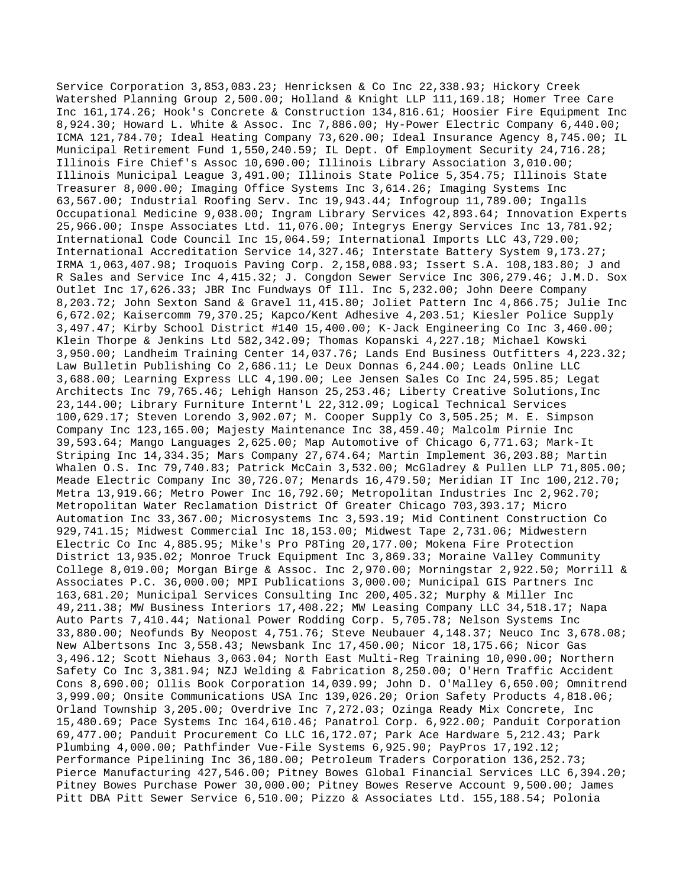Service Corporation 3,853,083.23; Henricksen & Co Inc 22,338.93; Hickory Creek Watershed Planning Group 2,500.00; Holland & Knight LLP 111,169.18; Homer Tree Care Inc 161,174.26; Hook's Concrete & Construction 134,816.61; Hoosier Fire Equipment Inc 8,924.30; Howard L. White & Assoc. Inc 7,886.00; Hy-Power Electric Company 6,440.00; ICMA 121,784.70; Ideal Heating Company 73,620.00; Ideal Insurance Agency 8,745.00; IL Municipal Retirement Fund 1,550,240.59; IL Dept. Of Employment Security 24,716.28; Illinois Fire Chief's Assoc 10,690.00; Illinois Library Association 3,010.00; Illinois Municipal League 3,491.00; Illinois State Police 5,354.75; Illinois State Treasurer 8,000.00; Imaging Office Systems Inc 3,614.26; Imaging Systems Inc 63,567.00; Industrial Roofing Serv. Inc 19,943.44; Infogroup 11,789.00; Ingalls Occupational Medicine 9,038.00; Ingram Library Services 42,893.64; Innovation Experts 25,966.00; Inspe Associates Ltd. 11,076.00; Integrys Energy Services Inc 13,781.92; International Code Council Inc 15,064.59; International Imports LLC 43,729.00; International Accreditation Service 14,327.46; Interstate Battery System 9,173.27; IRMA 1,063,407.98; Iroquois Paving Corp. 2,158,088.93; Issert S.A. 108,183.80; J and R Sales and Service Inc 4,415.32; J. Congdon Sewer Service Inc 306,279.46; J.M.D. Sox Outlet Inc 17,626.33; JBR Inc Fundways Of Ill. Inc 5,232.00; John Deere Company 8,203.72; John Sexton Sand & Gravel 11,415.80; Joliet Pattern Inc 4,866.75; Julie Inc 6,672.02; Kaisercomm 79,370.25; Kapco/Kent Adhesive 4,203.51; Kiesler Police Supply 3,497.47; Kirby School District #140 15,400.00; K-Jack Engineering Co Inc 3,460.00; Klein Thorpe & Jenkins Ltd 582,342.09; Thomas Kopanski 4,227.18; Michael Kowski 3,950.00; Landheim Training Center 14,037.76; Lands End Business Outfitters 4,223.32; Law Bulletin Publishing Co 2,686.11; Le Deux Donnas 6,244.00; Leads Online LLC 3,688.00; Learning Express LLC 4,190.00; Lee Jensen Sales Co Inc 24,595.85; Legat Architects Inc 79,765.46; Lehigh Hanson 25,253.46; Liberty Creative Solutions,Inc 23,144.00; Library Furniture Internt'L 22,312.09; Logical Technical Services 100,629.17; Steven Lorendo 3,902.07; M. Cooper Supply Co 3,505.25; M. E. Simpson Company Inc 123,165.00; Majesty Maintenance Inc 38,459.40; Malcolm Pirnie Inc 39,593.64; Mango Languages 2,625.00; Map Automotive of Chicago 6,771.63; Mark-It Striping Inc 14,334.35; Mars Company 27,674.64; Martin Implement 36,203.88; Martin Whalen O.S. Inc 79,740.83; Patrick McCain 3,532.00; McGladrey & Pullen LLP 71,805.00; Meade Electric Company Inc 30,726.07; Menards 16,479.50; Meridian IT Inc 100,212.70; Metra 13,919.66; Metro Power Inc 16,792.60; Metropolitan Industries Inc 2,962.70; Metropolitan Water Reclamation District Of Greater Chicago 703,393.17; Micro Automation Inc 33,367.00; Microsystems Inc 3,593.19; Mid Continent Construction Co 929,741.15; Midwest Commercial Inc 18,153.00; Midwest Tape 2,731.06; Midwestern Electric Co Inc 4,885.95; Mike's Pro P8Ting 20,177.00; Mokena Fire Protection District 13,935.02; Monroe Truck Equipment Inc 3,869.33; Moraine Valley Community College 8,019.00; Morgan Birge & Assoc. Inc 2,970.00; Morningstar 2,922.50; Morrill & Associates P.C. 36,000.00; MPI Publications 3,000.00; Municipal GIS Partners Inc 163,681.20; Municipal Services Consulting Inc 200,405.32; Murphy & Miller Inc 49,211.38; MW Business Interiors 17,408.22; MW Leasing Company LLC 34,518.17; Napa Auto Parts 7,410.44; National Power Rodding Corp. 5,705.78; Nelson Systems Inc 33,880.00; Neofunds By Neopost 4,751.76; Steve Neubauer 4,148.37; Neuco Inc 3,678.08; New Albertsons Inc 3,558.43; Newsbank Inc 17,450.00; Nicor 18,175.66; Nicor Gas 3,496.12; Scott Niehaus 3,063.04; North East Multi-Reg Training 10,090.00; Northern Safety Co Inc 3,381.94; NZJ Welding & Fabrication 8,250.00; O'Hern Traffic Accident Cons 8,690.00; Ollis Book Corporation 14,039.99; John D. O'Malley 6,650.00; Omnitrend 3,999.00; Onsite Communications USA Inc 139,026.20; Orion Safety Products 4,818.06; Orland Township 3,205.00; Overdrive Inc 7,272.03; Ozinga Ready Mix Concrete, Inc 15,480.69; Pace Systems Inc 164,610.46; Panatrol Corp. 6,922.00; Panduit Corporation 69,477.00; Panduit Procurement Co LLC 16,172.07; Park Ace Hardware 5,212.43; Park Plumbing 4,000.00; Pathfinder Vue-File Systems 6,925.90; PayPros 17,192.12; Performance Pipelining Inc 36,180.00; Petroleum Traders Corporation 136,252.73; Pierce Manufacturing 427,546.00; Pitney Bowes Global Financial Services LLC 6,394.20; Pitney Bowes Purchase Power 30,000.00; Pitney Bowes Reserve Account 9,500.00; James Pitt DBA Pitt Sewer Service 6,510.00; Pizzo & Associates Ltd. 155,188.54; Polonia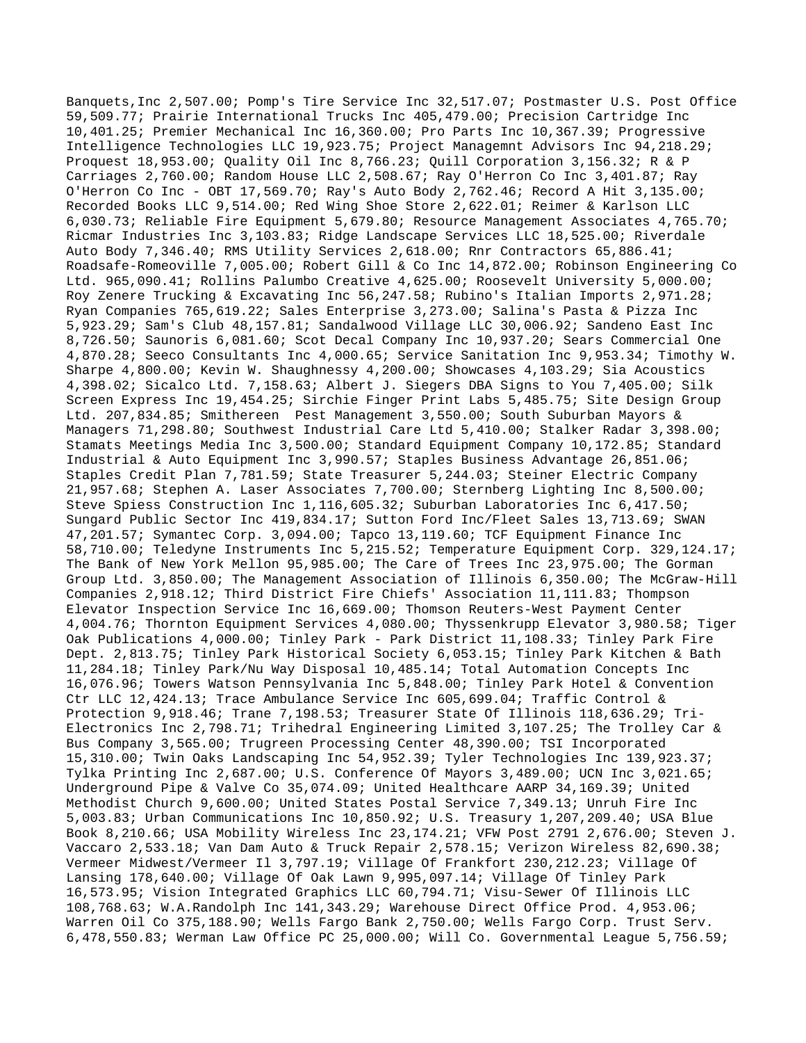Banquets,Inc 2,507.00; Pomp's Tire Service Inc 32,517.07; Postmaster U.S. Post Office 59,509.77; Prairie International Trucks Inc 405,479.00; Precision Cartridge Inc 10,401.25; Premier Mechanical Inc 16,360.00; Pro Parts Inc 10,367.39; Progressive Intelligence Technologies LLC 19,923.75; Project Managemnt Advisors Inc 94,218.29; Proquest 18,953.00; Quality Oil Inc 8,766.23; Quill Corporation 3,156.32; R & P Carriages 2,760.00; Random House LLC 2,508.67; Ray O'Herron Co Inc 3,401.87; Ray O'Herron Co Inc - OBT 17,569.70; Ray's Auto Body 2,762.46; Record A Hit 3,135.00; Recorded Books LLC 9,514.00; Red Wing Shoe Store 2,622.01; Reimer & Karlson LLC 6,030.73; Reliable Fire Equipment 5,679.80; Resource Management Associates 4,765.70; Ricmar Industries Inc 3,103.83; Ridge Landscape Services LLC 18,525.00; Riverdale Auto Body 7,346.40; RMS Utility Services 2,618.00; Rnr Contractors 65,886.41; Roadsafe-Romeoville 7,005.00; Robert Gill & Co Inc 14,872.00; Robinson Engineering Co Ltd. 965,090.41; Rollins Palumbo Creative 4,625.00; Roosevelt University 5,000.00; Roy Zenere Trucking & Excavating Inc 56,247.58; Rubino's Italian Imports 2,971.28; Ryan Companies 765,619.22; Sales Enterprise 3,273.00; Salina's Pasta & Pizza Inc 5,923.29; Sam's Club 48,157.81; Sandalwood Village LLC 30,006.92; Sandeno East Inc 8,726.50; Saunoris 6,081.60; Scot Decal Company Inc 10,937.20; Sears Commercial One 4,870.28; Seeco Consultants Inc 4,000.65; Service Sanitation Inc 9,953.34; Timothy W. Sharpe 4,800.00; Kevin W. Shaughnessy 4,200.00; Showcases 4,103.29; Sia Acoustics 4,398.02; Sicalco Ltd. 7,158.63; Albert J. Siegers DBA Signs to You 7,405.00; Silk Screen Express Inc 19,454.25; Sirchie Finger Print Labs 5,485.75; Site Design Group Ltd. 207,834.85; Smithereen Pest Management 3,550.00; South Suburban Mayors & Managers 71,298.80; Southwest Industrial Care Ltd 5,410.00; Stalker Radar 3,398.00; Stamats Meetings Media Inc 3,500.00; Standard Equipment Company 10,172.85; Standard Industrial & Auto Equipment Inc 3,990.57; Staples Business Advantage 26,851.06; Staples Credit Plan 7,781.59; State Treasurer 5,244.03; Steiner Electric Company 21,957.68; Stephen A. Laser Associates 7,700.00; Sternberg Lighting Inc 8,500.00; Steve Spiess Construction Inc 1,116,605.32; Suburban Laboratories Inc 6,417.50; Sungard Public Sector Inc 419,834.17; Sutton Ford Inc/Fleet Sales 13,713.69; SWAN 47,201.57; Symantec Corp. 3,094.00; Tapco 13,119.60; TCF Equipment Finance Inc 58,710.00; Teledyne Instruments Inc 5,215.52; Temperature Equipment Corp. 329,124.17; The Bank of New York Mellon 95,985.00; The Care of Trees Inc 23,975.00; The Gorman Group Ltd. 3,850.00; The Management Association of Illinois 6,350.00; The McGraw-Hill Companies 2,918.12; Third District Fire Chiefs' Association 11,111.83; Thompson Elevator Inspection Service Inc 16,669.00; Thomson Reuters-West Payment Center 4,004.76; Thornton Equipment Services 4,080.00; Thyssenkrupp Elevator 3,980.58; Tiger Oak Publications 4,000.00; Tinley Park - Park District 11,108.33; Tinley Park Fire Dept. 2,813.75; Tinley Park Historical Society 6,053.15; Tinley Park Kitchen & Bath 11,284.18; Tinley Park/Nu Way Disposal 10,485.14; Total Automation Concepts Inc 16,076.96; Towers Watson Pennsylvania Inc 5,848.00; Tinley Park Hotel & Convention Ctr LLC 12,424.13; Trace Ambulance Service Inc 605,699.04; Traffic Control & Protection 9,918.46; Trane 7,198.53; Treasurer State Of Illinois 118,636.29; Tri-Electronics Inc 2,798.71; Trihedral Engineering Limited 3,107.25; The Trolley Car & Bus Company 3,565.00; Trugreen Processing Center 48,390.00; TSI Incorporated 15,310.00; Twin Oaks Landscaping Inc 54,952.39; Tyler Technologies Inc 139,923.37; Tylka Printing Inc 2,687.00; U.S. Conference Of Mayors 3,489.00; UCN Inc 3,021.65; Underground Pipe & Valve Co 35,074.09; United Healthcare AARP 34,169.39; United Methodist Church 9,600.00; United States Postal Service 7,349.13; Unruh Fire Inc 5,003.83; Urban Communications Inc 10,850.92; U.S. Treasury 1,207,209.40; USA Blue Book 8,210.66; USA Mobility Wireless Inc 23,174.21; VFW Post 2791 2,676.00; Steven J. Vaccaro 2,533.18; Van Dam Auto & Truck Repair 2,578.15; Verizon Wireless 82,690.38; Vermeer Midwest/Vermeer Il 3,797.19; Village Of Frankfort 230,212.23; Village Of Lansing 178,640.00; Village Of Oak Lawn 9,995,097.14; Village Of Tinley Park 16,573.95; Vision Integrated Graphics LLC 60,794.71; Visu-Sewer Of Illinois LLC 108,768.63; W.A.Randolph Inc 141,343.29; Warehouse Direct Office Prod. 4,953.06; Warren Oil Co 375,188.90; Wells Fargo Bank 2,750.00; Wells Fargo Corp. Trust Serv. 6,478,550.83; Werman Law Office PC 25,000.00; Will Co. Governmental League 5,756.59;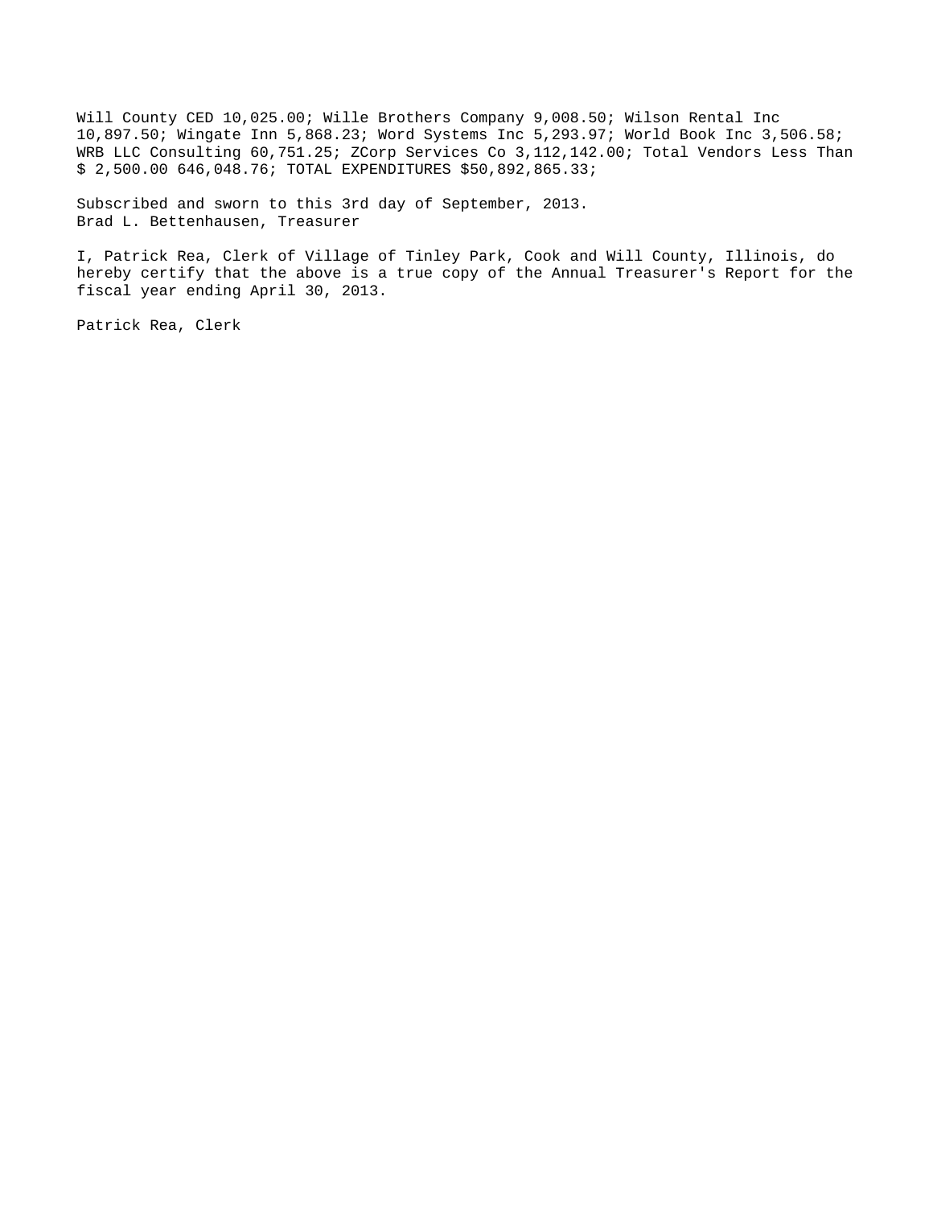Will County CED 10,025.00; Wille Brothers Company 9,008.50; Wilson Rental Inc 10,897.50; Wingate Inn 5,868.23; Word Systems Inc 5,293.97; World Book Inc 3,506.58; WRB LLC Consulting 60,751.25; ZCorp Services Co 3,112,142.00; Total Vendors Less Than $ 2,500.00 646,048.76; TOTAL EXPENDITURES $50,892,865.33;

Subscribed and sworn to this 3rd day of September, 2013.
Brad L. Bettenhausen, Treasurer

I, Patrick Rea, Clerk of Village of Tinley Park, Cook and Will County, Illinois, do hereby certify that the above is a true copy of the Annual Treasurer's Report for the fiscal year ending April 30, 2013.

Patrick Rea, Clerk